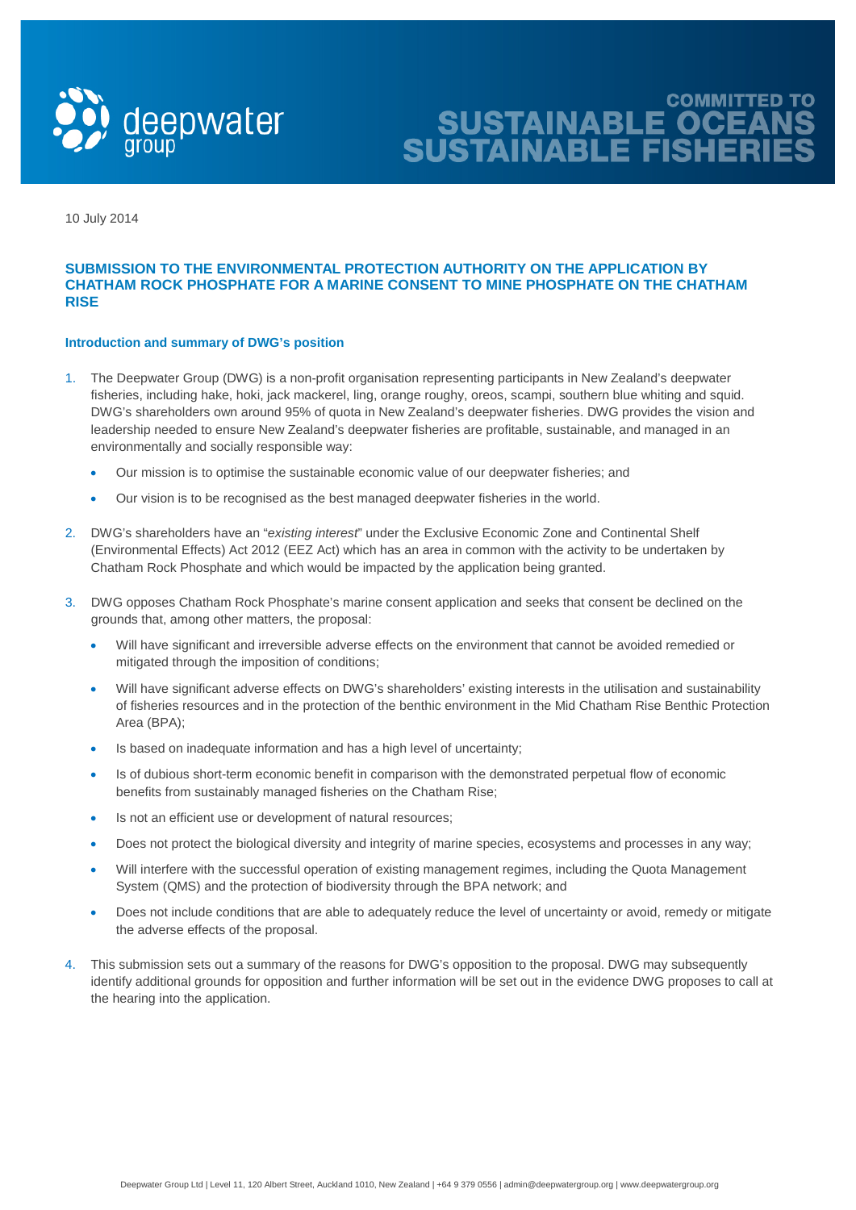deepwater group

COMMITTED TO SUSTAINABLE OCEANS SUSTAINABLE FISHERIES

10 July 2014

## SUBMISSION TO THE ENVIRONMENTAL PROTECTION AUTHORITY ON THE APPLICATION BY CHATHAM ROCK PHOSPHATE FOR A MARINE CONSENT TO MINE PHOSPHATE ON THE CHATHAM RISE

### Introduction and summary of DWG's position

1. The Deepwater Group (DWG) is a non-profit organisation representing participants in New Zealand's deepwater fisheries, including hake, hoki, jack mackerel, ling, orange roughy, oreos, scampi, southern blue whiting and squid. DWG's shareholders own around 95% of quota in New Zealand's deepwater fisheries. DWG provides the vision and leadership needed to ensure New Zealand's deepwater fisheries are profitable, sustainable, and managed in an environmentally and socially responsible way:
   - Our mission is to optimise the sustainable economic value of our deepwater fisheries; and
   - Our vision is to be recognised as the best managed deepwater fisheries in the world.

2. DWG's shareholders have an "*existing interest*" under the Exclusive Economic Zone and Continental Shelf (Environmental Effects) Act 2012 (EEZ Act) which has an area in common with the activity to be undertaken by Chatham Rock Phosphate and which would be impacted by the application being granted.

3. DWG opposes Chatham Rock Phosphate's marine consent application and seeks that consent be declined on the grounds that, among other matters, the proposal:
   - Will have significant and irreversible adverse effects on the environment that cannot be avoided remedied or mitigated through the imposition of conditions;
   - Will have significant adverse effects on DWG's shareholders' existing interests in the utilisation and sustainability of fisheries resources and in the protection of the benthic environment in the Mid Chatham Rise Benthic Protection Area (BPA);
   - Is based on inadequate information and has a high level of uncertainty;
   - Is of dubious short-term economic benefit in comparison with the demonstrated perpetual flow of economic benefits from sustainably managed fisheries on the Chatham Rise;
   - Is not an efficient use or development of natural resources;
   - Does not protect the biological diversity and integrity of marine species, ecosystems and processes in any way;
   - Will interfere with the successful operation of existing management regimes, including the Quota Management System (QMS) and the protection of biodiversity through the BPA network; and
   - Does not include conditions that are able to adequately reduce the level of uncertainty or avoid, remedy or mitigate the adverse effects of the proposal.

4. This submission sets out a summary of the reasons for DWG's opposition to the proposal. DWG may subsequently identify additional grounds for opposition and further information will be set out in the evidence DWG proposes to call at the hearing into the application.

Deepwater Group Ltd | Level 11, 120 Albert Street, Auckland 1010, New Zealand | +64 9 379 0556 | admin@deepwatergroup.org | www.deepwatergroup.org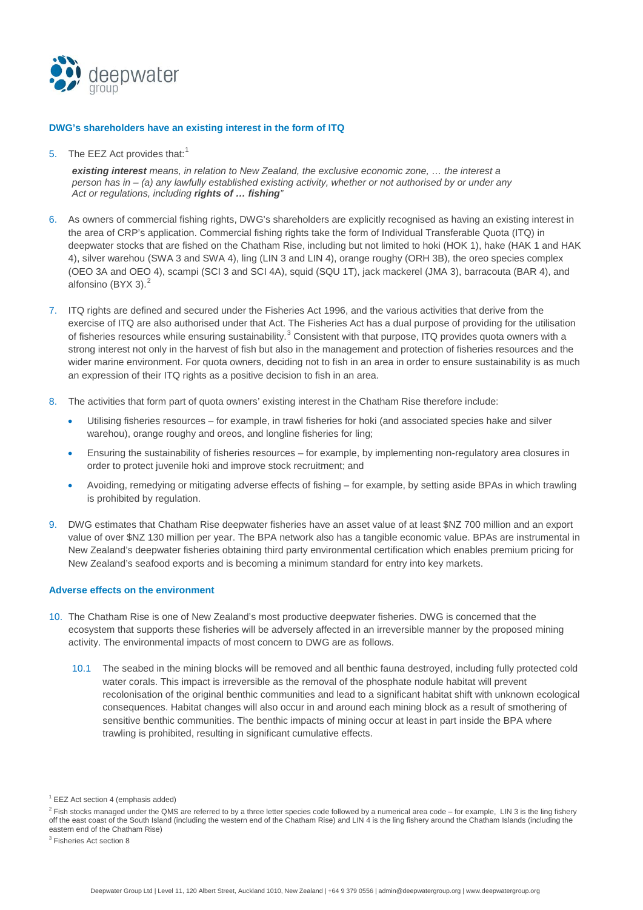### DWG's shareholders have an existing interest in the form of ITQ

5. The EEZ Act provides that:[1]

   ***existing interest*** *means, in relation to New Zealand, the exclusive economic zone, … the interest a person has in – (a) any lawfully established existing activity, whether or not authorised by or under any Act or regulations, including* ***rights of … fishing****"*

6. As owners of commercial fishing rights, DWG's shareholders are explicitly recognised as having an existing interest in the area of CRP's application. Commercial fishing rights take the form of Individual Transferable Quota (ITQ) in deepwater stocks that are fished on the Chatham Rise, including but not limited to hoki (HOK 1), hake (HAK 1 and HAK 4), silver warehou (SWA 3 and SWA 4), ling (LIN 3 and LIN 4), orange roughy (ORH 3B), the oreo species complex (OEO 3A and OEO 4), scampi (SCI 3 and SCI 4A), squid (SQU 1T), jack mackerel (JMA 3), barracouta (BAR 4), and alfonsino (BYX 3).[2]

7. ITQ rights are defined and secured under the Fisheries Act 1996, and the various activities that derive from the exercise of ITQ are also authorised under that Act. The Fisheries Act has a dual purpose of providing for the utilisation of fisheries resources while ensuring sustainability.[3] Consistent with that purpose, ITQ provides quota owners with a strong interest not only in the harvest of fish but also in the management and protection of fisheries resources and the wider marine environment. For quota owners, deciding not to fish in an area in order to ensure sustainability is as much an expression of their ITQ rights as a positive decision to fish in an area.

8. The activities that form part of quota owners' existing interest in the Chatham Rise therefore include:

   - Utilising fisheries resources – for example, in trawl fisheries for hoki (and associated species hake and silver warehou), orange roughy and oreos, and longline fisheries for ling;
   - Ensuring the sustainability of fisheries resources – for example, by implementing non-regulatory area closures in order to protect juvenile hoki and improve stock recruitment; and
   - Avoiding, remedying or mitigating adverse effects of fishing – for example, by setting aside BPAs in which trawling is prohibited by regulation.

9. DWG estimates that Chatham Rise deepwater fisheries have an asset value of at least $NZ 700 million and an export value of over $NZ 130 million per year. The BPA network also has a tangible economic value. BPAs are instrumental in New Zealand's deepwater fisheries obtaining third party environmental certification which enables premium pricing for New Zealand's seafood exports and is becoming a minimum standard for entry into key markets.

### Adverse effects on the environment

10. The Chatham Rise is one of New Zealand's most productive deepwater fisheries. DWG is concerned that the ecosystem that supports these fisheries will be adversely affected in an irreversible manner by the proposed mining activity. The environmental impacts of most concern to DWG are as follows.

    10.1 The seabed in the mining blocks will be removed and all benthic fauna destroyed, including fully protected cold water corals. This impact is irreversible as the removal of the phosphate nodule habitat will prevent recolonisation of the original benthic communities and lead to a significant habitat shift with unknown ecological consequences. Habitat changes will also occur in and around each mining block as a result of smothering of sensitive benthic communities. The benthic impacts of mining occur at least in part inside the BPA where trawling is prohibited, resulting in significant cumulative effects.

---

[1] EEZ Act section 4 (emphasis added)

[2] Fish stocks managed under the QMS are referred to by a three letter species code followed by a numerical area code – for example, LIN 3 is the ling fishery off the east coast of the South Island (including the western end of the Chatham Rise) and LIN 4 is the ling fishery around the Chatham Islands (including the eastern end of the Chatham Rise)

[3] Fisheries Act section 8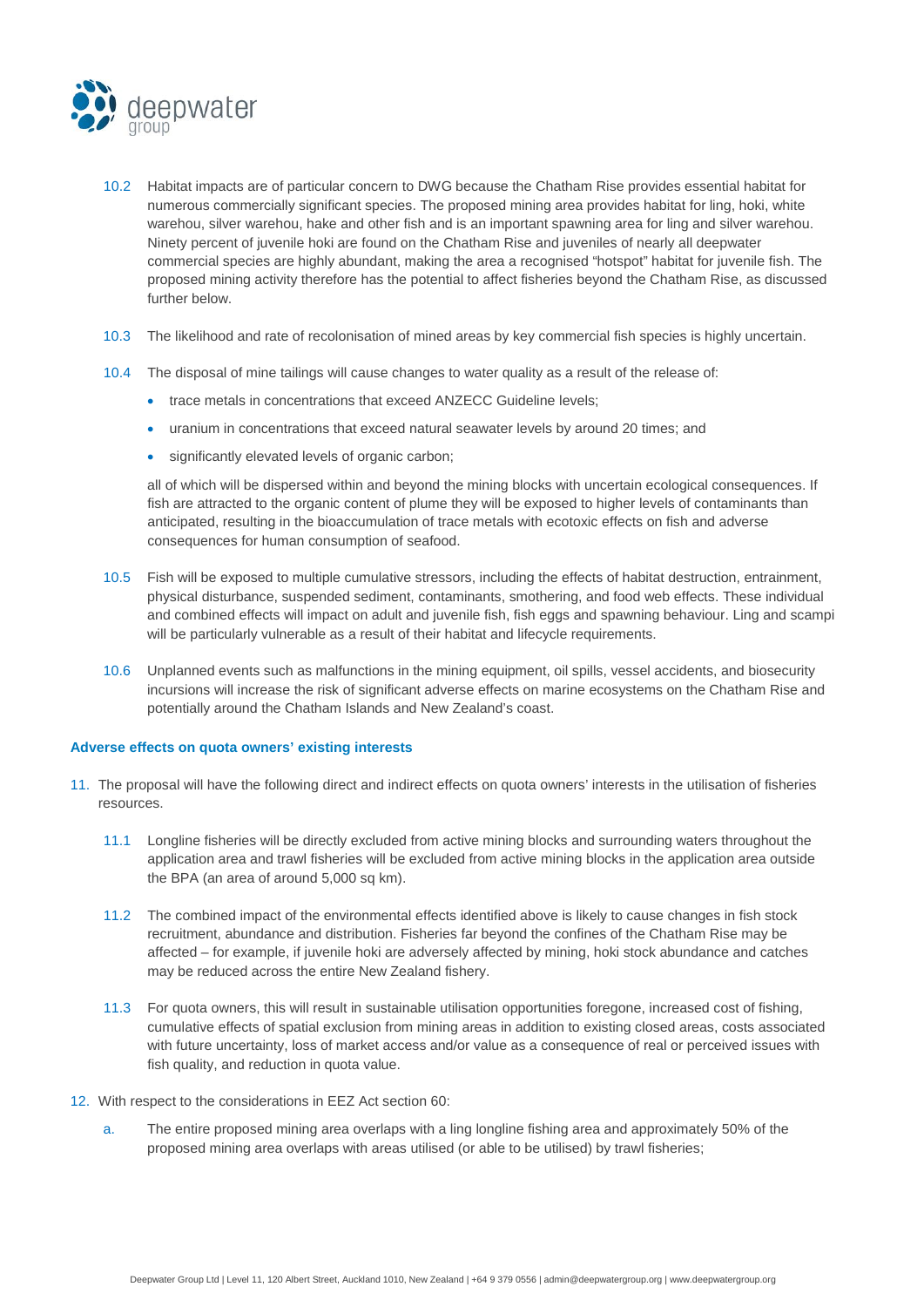10.2 Habitat impacts are of particular concern to DWG because the Chatham Rise provides essential habitat for numerous commercially significant species. The proposed mining area provides habitat for ling, hoki, white warehou, silver warehou, hake and other fish and is an important spawning area for ling and silver warehou. Ninety percent of juvenile hoki are found on the Chatham Rise and juveniles of nearly all deepwater commercial species are highly abundant, making the area a recognised "hotspot" habitat for juvenile fish. The proposed mining activity therefore has the potential to affect fisheries beyond the Chatham Rise, as discussed further below.

10.3 The likelihood and rate of recolonisation of mined areas by key commercial fish species is highly uncertain.

10.4 The disposal of mine tailings will cause changes to water quality as a result of the release of:

- trace metals in concentrations that exceed ANZECC Guideline levels;
- uranium in concentrations that exceed natural seawater levels by around 20 times; and
- significantly elevated levels of organic carbon;

all of which will be dispersed within and beyond the mining blocks with uncertain ecological consequences. If fish are attracted to the organic content of plume they will be exposed to higher levels of contaminants than anticipated, resulting in the bioaccumulation of trace metals with ecotoxic effects on fish and adverse consequences for human consumption of seafood.

10.5 Fish will be exposed to multiple cumulative stressors, including the effects of habitat destruction, entrainment, physical disturbance, suspended sediment, contaminants, smothering, and food web effects. These individual and combined effects will impact on adult and juvenile fish, fish eggs and spawning behaviour. Ling and scampi will be particularly vulnerable as a result of their habitat and lifecycle requirements.

10.6 Unplanned events such as malfunctions in the mining equipment, oil spills, vessel accidents, and biosecurity incursions will increase the risk of significant adverse effects on marine ecosystems on the Chatham Rise and potentially around the Chatham Islands and New Zealand's coast.

### Adverse effects on quota owners' existing interests

11. The proposal will have the following direct and indirect effects on quota owners' interests in the utilisation of fisheries resources.

11.1 Longline fisheries will be directly excluded from active mining blocks and surrounding waters throughout the application area and trawl fisheries will be excluded from active mining blocks in the application area outside the BPA (an area of around 5,000 sq km).

11.2 The combined impact of the environmental effects identified above is likely to cause changes in fish stock recruitment, abundance and distribution. Fisheries far beyond the confines of the Chatham Rise may be affected – for example, if juvenile hoki are adversely affected by mining, hoki stock abundance and catches may be reduced across the entire New Zealand fishery.

11.3 For quota owners, this will result in sustainable utilisation opportunities foregone, increased cost of fishing, cumulative effects of spatial exclusion from mining areas in addition to existing closed areas, costs associated with future uncertainty, loss of market access and/or value as a consequence of real or perceived issues with fish quality, and reduction in quota value.

12. With respect to the considerations in EEZ Act section 60:

a. The entire proposed mining area overlaps with a ling longline fishing area and approximately 50% of the proposed mining area overlaps with areas utilised (or able to be utilised) by trawl fisheries;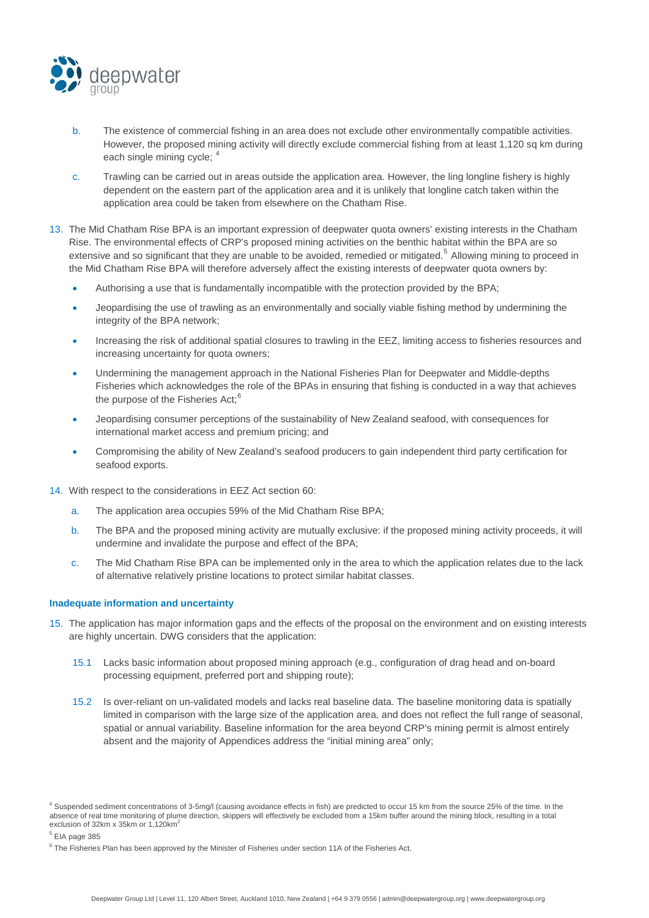b. The existence of commercial fishing in an area does not exclude other environmentally compatible activities. However, the proposed mining activity will directly exclude commercial fishing from at least 1,120 sq km during each single mining cycle; [4]

c. Trawling can be carried out in areas outside the application area. However, the ling longline fishery is highly dependent on the eastern part of the application area and it is unlikely that longline catch taken within the application area could be taken from elsewhere on the Chatham Rise.

13. The Mid Chatham Rise BPA is an important expression of deepwater quota owners' existing interests in the Chatham Rise. The environmental effects of CRP's proposed mining activities on the benthic habitat within the BPA are so extensive and so significant that they are unable to be avoided, remedied or mitigated.[5] Allowing mining to proceed in the Mid Chatham Rise BPA will therefore adversely affect the existing interests of deepwater quota owners by:

- Authorising a use that is fundamentally incompatible with the protection provided by the BPA;
- Jeopardising the use of trawling as an environmentally and socially viable fishing method by undermining the integrity of the BPA network;
- Increasing the risk of additional spatial closures to trawling in the EEZ, limiting access to fisheries resources and increasing uncertainty for quota owners;
- Undermining the management approach in the National Fisheries Plan for Deepwater and Middle-depths Fisheries which acknowledges the role of the BPAs in ensuring that fishing is conducted in a way that achieves the purpose of the Fisheries Act;[6]
- Jeopardising consumer perceptions of the sustainability of New Zealand seafood, with consequences for international market access and premium pricing; and
- Compromising the ability of New Zealand's seafood producers to gain independent third party certification for seafood exports.

14. With respect to the considerations in EEZ Act section 60:

   a. The application area occupies 59% of the Mid Chatham Rise BPA;

   b. The BPA and the proposed mining activity are mutually exclusive: if the proposed mining activity proceeds, it will undermine and invalidate the purpose and effect of the BPA;

   c. The Mid Chatham Rise BPA can be implemented only in the area to which the application relates due to the lack of alternative relatively pristine locations to protect similar habitat classes.

### Inadequate information and uncertainty

15. The application has major information gaps and the effects of the proposal on the environment and on existing interests are highly uncertain. DWG considers that the application:

   15.1 Lacks basic information about proposed mining approach (e.g., configuration of drag head and on-board processing equipment, preferred port and shipping route);

   15.2 Is over-reliant on un-validated models and lacks real baseline data. The baseline monitoring data is spatially limited in comparison with the large size of the application area, and does not reflect the full range of seasonal, spatial or annual variability. Baseline information for the area beyond CRP's mining permit is almost entirely absent and the majority of Appendices address the "initial mining area" only;

---

[4] Suspended sediment concentrations of 3-5mg/l (causing avoidance effects in fish) are predicted to occur 15 km from the source 25% of the time. In the absence of real time monitoring of plume direction, skippers will effectively be excluded from a 15km buffer around the mining block, resulting in a total exclusion of 32km x 35km or 1,120km$^2$

[5] EIA page 385

[6] The Fisheries Plan has been approved by the Minister of Fisheries under section 11A of the Fisheries Act.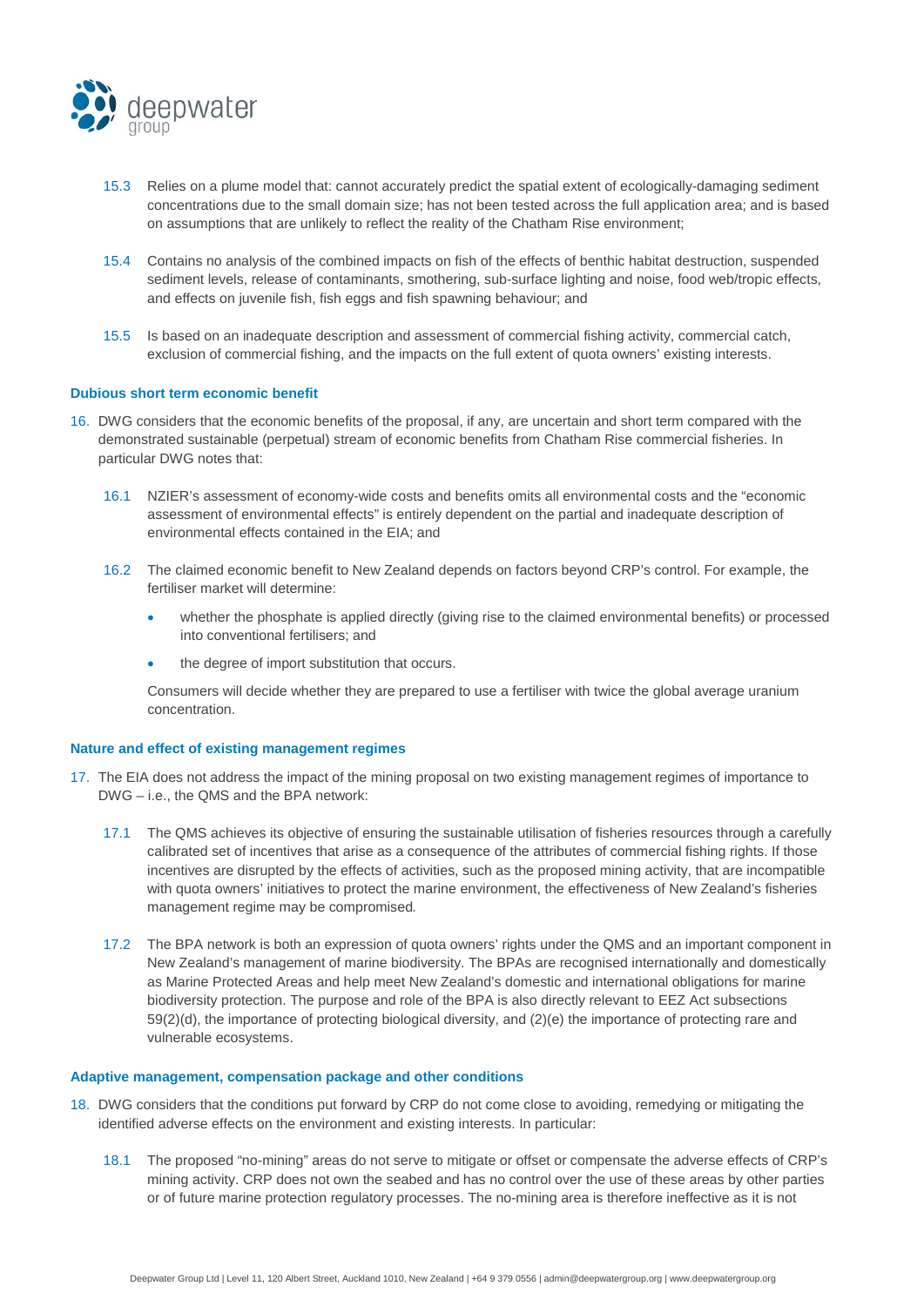15.3 Relies on a plume model that: cannot accurately predict the spatial extent of ecologically-damaging sediment concentrations due to the small domain size; has not been tested across the full application area; and is based on assumptions that are unlikely to reflect the reality of the Chatham Rise environment;

15.4 Contains no analysis of the combined impacts on fish of the effects of benthic habitat destruction, suspended sediment levels, release of contaminants, smothering, sub-surface lighting and noise, food web/tropic effects, and effects on juvenile fish, fish eggs and fish spawning behaviour; and

15.5 Is based on an inadequate description and assessment of commercial fishing activity, commercial catch, exclusion of commercial fishing, and the impacts on the full extent of quota owners' existing interests.

#### Dubious short term economic benefit

16. DWG considers that the economic benefits of the proposal, if any, are uncertain and short term compared with the demonstrated sustainable (perpetual) stream of economic benefits from Chatham Rise commercial fisheries. In particular DWG notes that:

    16.1 NZIER's assessment of economy-wide costs and benefits omits all environmental costs and the "economic assessment of environmental effects" is entirely dependent on the partial and inadequate description of environmental effects contained in the EIA; and

    16.2 The claimed economic benefit to New Zealand depends on factors beyond CRP's control. For example, the fertiliser market will determine:

    - whether the phosphate is applied directly (giving rise to the claimed environmental benefits) or processed into conventional fertilisers; and
    - the degree of import substitution that occurs.

    Consumers will decide whether they are prepared to use a fertiliser with twice the global average uranium concentration.

#### Nature and effect of existing management regimes

17. The EIA does not address the impact of the mining proposal on two existing management regimes of importance to DWG – i.e., the QMS and the BPA network:

    17.1 The QMS achieves its objective of ensuring the sustainable utilisation of fisheries resources through a carefully calibrated set of incentives that arise as a consequence of the attributes of commercial fishing rights. If those incentives are disrupted by the effects of activities, such as the proposed mining activity, that are incompatible with quota owners' initiatives to protect the marine environment, the effectiveness of New Zealand's fisheries management regime may be compromised*.*

    17.2 The BPA network is both an expression of quota owners' rights under the QMS and an important component in New Zealand's management of marine biodiversity. The BPAs are recognised internationally and domestically as Marine Protected Areas and help meet New Zealand's domestic and international obligations for marine biodiversity protection. The purpose and role of the BPA is also directly relevant to EEZ Act subsections 59(2)(d), the importance of protecting biological diversity, and (2)(e) the importance of protecting rare and vulnerable ecosystems.

#### Adaptive management, compensation package and other conditions

18. DWG considers that the conditions put forward by CRP do not come close to avoiding, remedying or mitigating the identified adverse effects on the environment and existing interests. In particular:

    18.1 The proposed "no-mining" areas do not serve to mitigate or offset or compensate the adverse effects of CRP's mining activity. CRP does not own the seabed and has no control over the use of these areas by other parties or of future marine protection regulatory processes. The no-mining area is therefore ineffective as it is not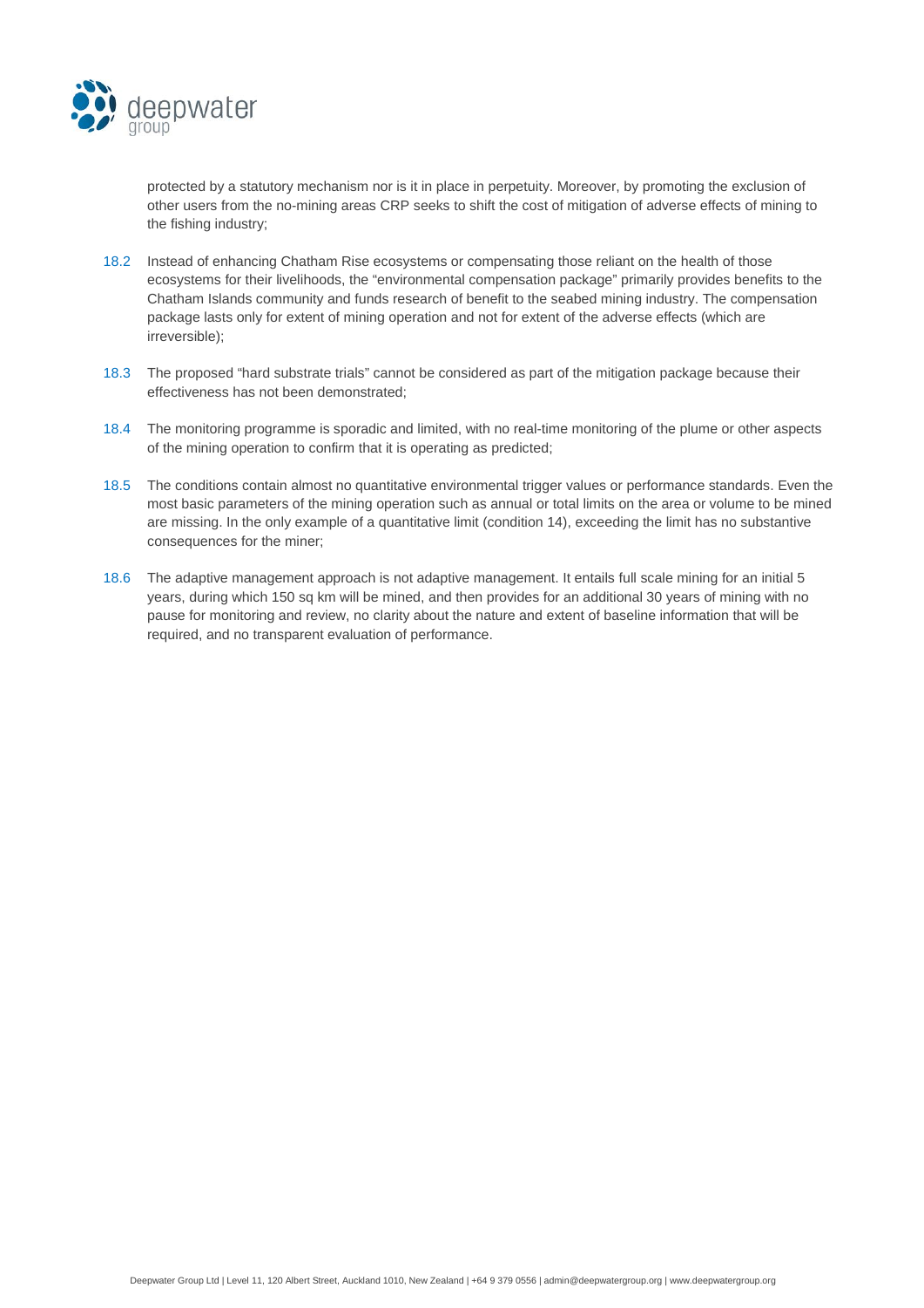protected by a statutory mechanism nor is it in place in perpetuity. Moreover, by promoting the exclusion of other users from the no-mining areas CRP seeks to shift the cost of mitigation of adverse effects of mining to the fishing industry;

18.2 Instead of enhancing Chatham Rise ecosystems or compensating those reliant on the health of those ecosystems for their livelihoods, the "environmental compensation package" primarily provides benefits to the Chatham Islands community and funds research of benefit to the seabed mining industry. The compensation package lasts only for extent of mining operation and not for extent of the adverse effects (which are irreversible);

18.3 The proposed "hard substrate trials" cannot be considered as part of the mitigation package because their effectiveness has not been demonstrated;

18.4 The monitoring programme is sporadic and limited, with no real-time monitoring of the plume or other aspects of the mining operation to confirm that it is operating as predicted;

18.5 The conditions contain almost no quantitative environmental trigger values or performance standards. Even the most basic parameters of the mining operation such as annual or total limits on the area or volume to be mined are missing. In the only example of a quantitative limit (condition 14), exceeding the limit has no substantive consequences for the miner;

18.6 The adaptive management approach is not adaptive management. It entails full scale mining for an initial 5 years, during which 150 sq km will be mined, and then provides for an additional 30 years of mining with no pause for monitoring and review, no clarity about the nature and extent of baseline information that will be required, and no transparent evaluation of performance.